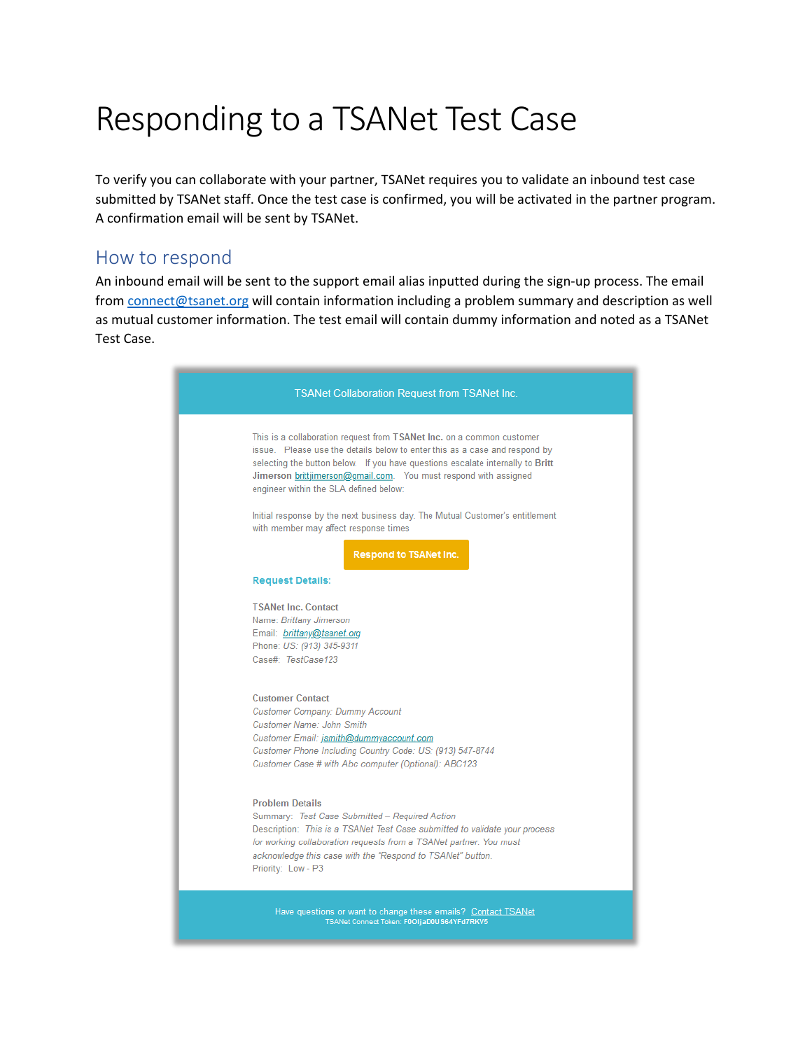# Responding to a TSANet Test Case

To verify you can collaborate with your partner, TSANet requires you to validate an inbound test case submitted by TSANet staff. Once the test case is confirmed, you will be activated in the partner program. A confirmation email will be sent by TSANet.

## How to respond

An inbound email will be sent to the support email alias inputted during the sign-up process. The email from connect@tsanet.org will contain information including a problem summary and description as well as mutual customer information. The test email will contain dummy information and noted as a TSANet Test Case.

TSANet Collaboration Request from TSANet Inc.

This is a collaboration request from **TSANet Inc.** on a common customer issue. Please use the details below to enter this as a case and respond by selecting the button below. If you have questions escalate internally to **Britt Jimerson** brittjimerson@gmail.com. You must respond with assigned engineer within the SLA defined below:

Initial response by the next business day. The Mutual Customer's entitlement with member may affect response times

**Respond to TSANet Inc.**

**Request Details:**

**TSANet Inc. Contact**
Name: *Brittany Jimerson*
Email: *brittany@tsanet.org*
Phone: *US: (913) 345-9311*
Case#: *TestCase123*

**Customer Contact**
*Customer Company: Dummy Account*
*Customer Name: John Smith*
*Customer Email: jsmith@dummyaccount.com*
*Customer Phone Including Country Code: US: (913) 547-8744*
*Customer Case # with Abc computer (Optional): ABC123*

**Problem Details**
Summary: *Test Case Submitted – Required Action*
Description: *This is a TSANet Test Case submitted to validate your process for working collaboration requests from a TSANet partner. You must acknowledge this case with the "Respond to TSANet" button.*
Priority: Low - P3

Have questions or want to change these emails? Contact TSANet
TSANet Connect Token: F0OljaD0U564YFd7RKV5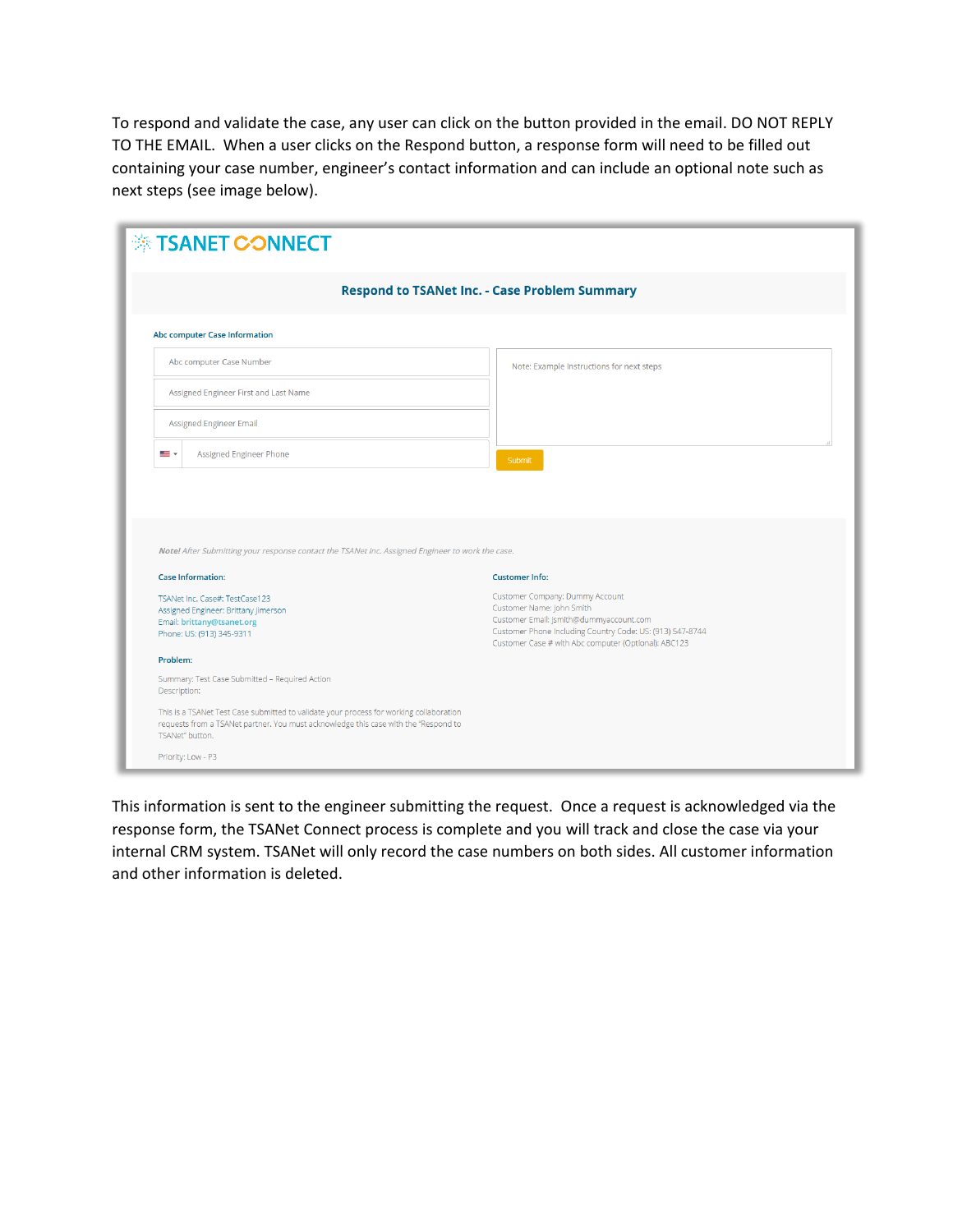To respond and validate the case, any user can click on the button provided in the email. DO NOT REPLY TO THE EMAIL. When a user clicks on the Respond button, a response form will need to be filled out containing your case number, engineer's contact information and can include an optional note such as next steps (see image below).

TSANET CONNECT

**Respond to TSANet Inc. - Case Problem Summary**

Abc computer Case Information

Abc computer Case Number

Assigned Engineer First and Last Name

Assigned Engineer Email

Assigned Engineer Phone

Note: Example Instructions for next steps

Submit

*Note! After Submitting your response contact the TSANet Inc. Assigned Engineer to work the case.*

**Case Information:**

TSANet Inc. Case#: TestCase123
Assigned Engineer: Brittany Jimerson
Email: brittany@tsanet.org
Phone: US: (913) 345-9311

**Customer Info:**

Customer Company: Dummy Account
Customer Name: John Smith
Customer Email: jsmith@dummyaccount.com
Customer Phone Including Country Code: US: (913) 547-8744
Customer Case # with Abc computer (Optional): ABC123

**Problem:**

Summary: Test Case Submitted – Required Action
Description:

This is a TSANet Test Case submitted to validate your process for working collaboration requests from a TSANet partner. You must acknowledge this case with the "Respond to TSANet" button.

Priority: Low - P3

This information is sent to the engineer submitting the request. Once a request is acknowledged via the response form, the TSANet Connect process is complete and you will track and close the case via your internal CRM system. TSANet will only record the case numbers on both sides. All customer information and other information is deleted.